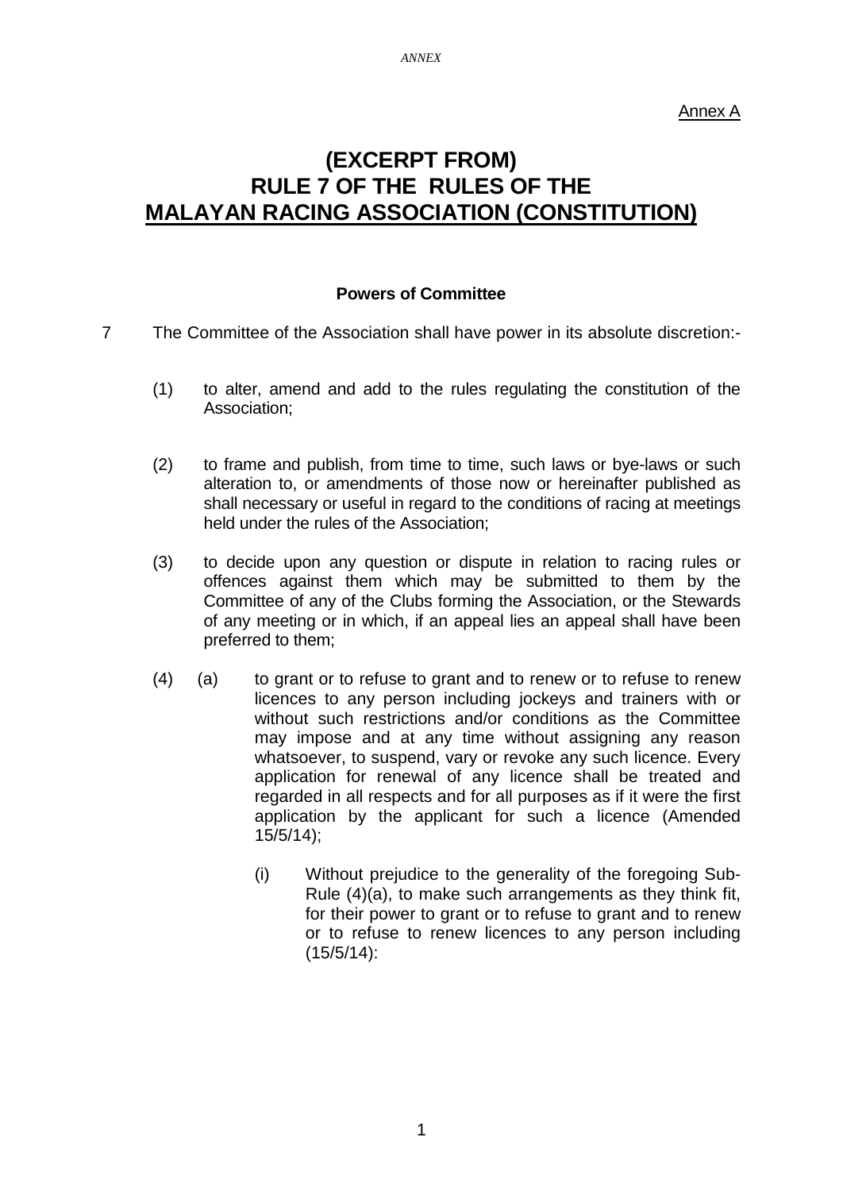Annex A

# (EXCERPT FROM) RULE 7 OF THE RULES OF THE MALAYAN RACING ASSOCIATION (CONSTITUTION)

**Powers of Committee**

7 The Committee of the Association shall have power in its absolute discretion:-

(1) to alter, amend and add to the rules regulating the constitution of the Association;

(2) to frame and publish, from time to time, such laws or bye-laws or such alteration to, or amendments of those now or hereinafter published as shall necessary or useful in regard to the conditions of racing at meetings held under the rules of the Association;

(3) to decide upon any question or dispute in relation to racing rules or offences against them which may be submitted to them by the Committee of any of the Clubs forming the Association, or the Stewards of any meeting or in which, if an appeal lies an appeal shall have been preferred to them;

(4) (a) to grant or to refuse to grant and to renew or to refuse to renew licences to any person including jockeys and trainers with or without such restrictions and/or conditions as the Committee may impose and at any time without assigning any reason whatsoever, to suspend, vary or revoke any such licence. Every application for renewal of any licence shall be treated and regarded in all respects and for all purposes as if it were the first application by the applicant for such a licence (Amended 15/5/14);

(i) Without prejudice to the generality of the foregoing Sub-Rule (4)(a), to make such arrangements as they think fit, for their power to grant or to refuse to grant and to renew or to refuse to renew licences to any person including (15/5/14):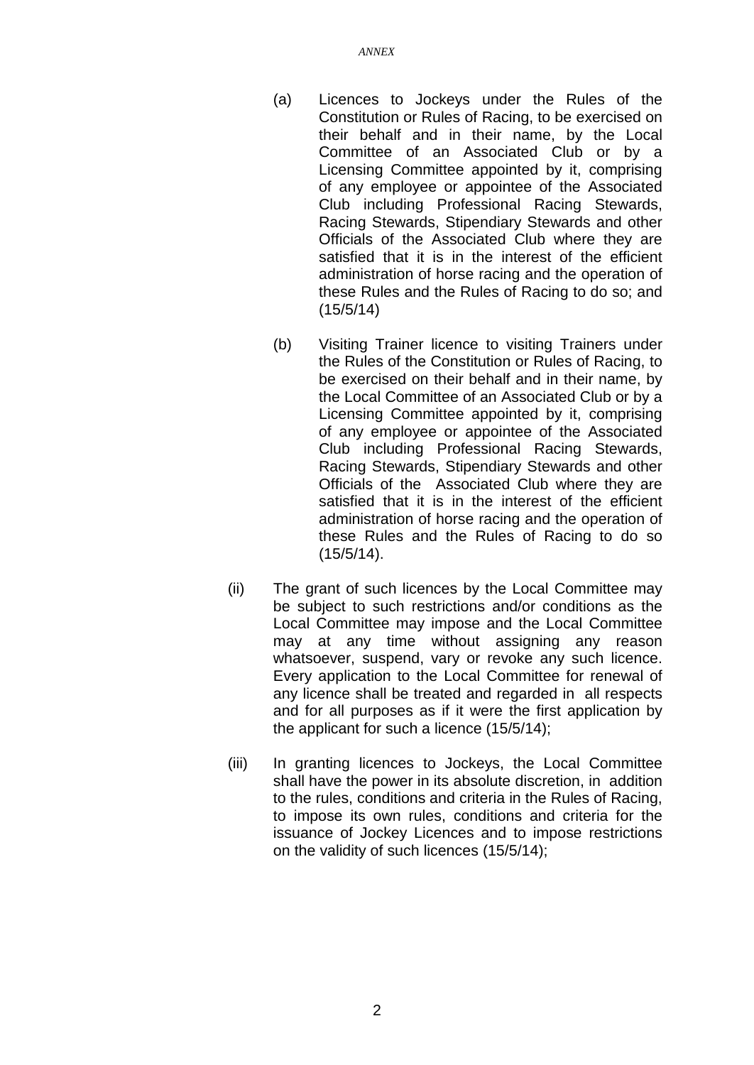(a) Licences to Jockeys under the Rules of the Constitution or Rules of Racing, to be exercised on their behalf and in their name, by the Local Committee of an Associated Club or by a Licensing Committee appointed by it, comprising of any employee or appointee of the Associated Club including Professional Racing Stewards, Racing Stewards, Stipendiary Stewards and other Officials of the Associated Club where they are satisfied that it is in the interest of the efficient administration of horse racing and the operation of these Rules and the Rules of Racing to do so; and (15/5/14)

(b) Visiting Trainer licence to visiting Trainers under the Rules of the Constitution or Rules of Racing, to be exercised on their behalf and in their name, by the Local Committee of an Associated Club or by a Licensing Committee appointed by it, comprising of any employee or appointee of the Associated Club including Professional Racing Stewards, Racing Stewards, Stipendiary Stewards and other Officials of the Associated Club where they are satisfied that it is in the interest of the efficient administration of horse racing and the operation of these Rules and the Rules of Racing to do so (15/5/14).

(ii) The grant of such licences by the Local Committee may be subject to such restrictions and/or conditions as the Local Committee may impose and the Local Committee may at any time without assigning any reason whatsoever, suspend, vary or revoke any such licence. Every application to the Local Committee for renewal of any licence shall be treated and regarded in all respects and for all purposes as if it were the first application by the applicant for such a licence (15/5/14);

(iii) In granting licences to Jockeys, the Local Committee shall have the power in its absolute discretion, in addition to the rules, conditions and criteria in the Rules of Racing, to impose its own rules, conditions and criteria for the issuance of Jockey Licences and to impose restrictions on the validity of such licences (15/5/14);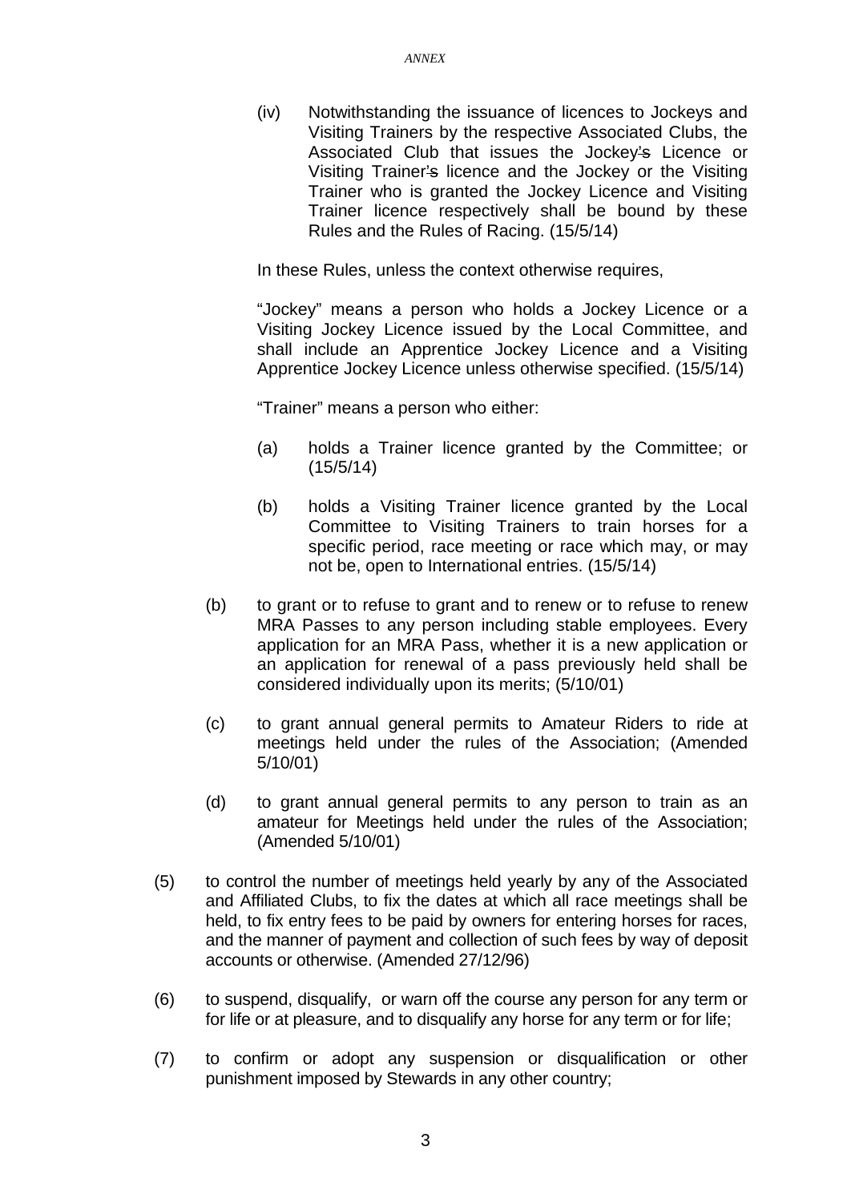(iv) Notwithstanding the issuance of licences to Jockeys and Visiting Trainers by the respective Associated Clubs, the Associated Club that issues the Jockey's Licence or Visiting Trainer's licence and the Jockey or the Visiting Trainer who is granted the Jockey Licence and Visiting Trainer licence respectively shall be bound by these Rules and the Rules of Racing. (15/5/14)

In these Rules, unless the context otherwise requires,

"Jockey" means a person who holds a Jockey Licence or a Visiting Jockey Licence issued by the Local Committee, and shall include an Apprentice Jockey Licence and a Visiting Apprentice Jockey Licence unless otherwise specified. (15/5/14)

"Trainer" means a person who either:

(a) holds a Trainer licence granted by the Committee; or (15/5/14)

(b) holds a Visiting Trainer licence granted by the Local Committee to Visiting Trainers to train horses for a specific period, race meeting or race which may, or may not be, open to International entries. (15/5/14)

(b) to grant or to refuse to grant and to renew or to refuse to renew MRA Passes to any person including stable employees. Every application for an MRA Pass, whether it is a new application or an application for renewal of a pass previously held shall be considered individually upon its merits; (5/10/01)

(c) to grant annual general permits to Amateur Riders to ride at meetings held under the rules of the Association; (Amended 5/10/01)

(d) to grant annual general permits to any person to train as an amateur for Meetings held under the rules of the Association; (Amended 5/10/01)

(5) to control the number of meetings held yearly by any of the Associated and Affiliated Clubs, to fix the dates at which all race meetings shall be held, to fix entry fees to be paid by owners for entering horses for races, and the manner of payment and collection of such fees by way of deposit accounts or otherwise. (Amended 27/12/96)

(6) to suspend, disqualify, or warn off the course any person for any term or for life or at pleasure, and to disqualify any horse for any term or for life;

(7) to confirm or adopt any suspension or disqualification or other punishment imposed by Stewards in any other country;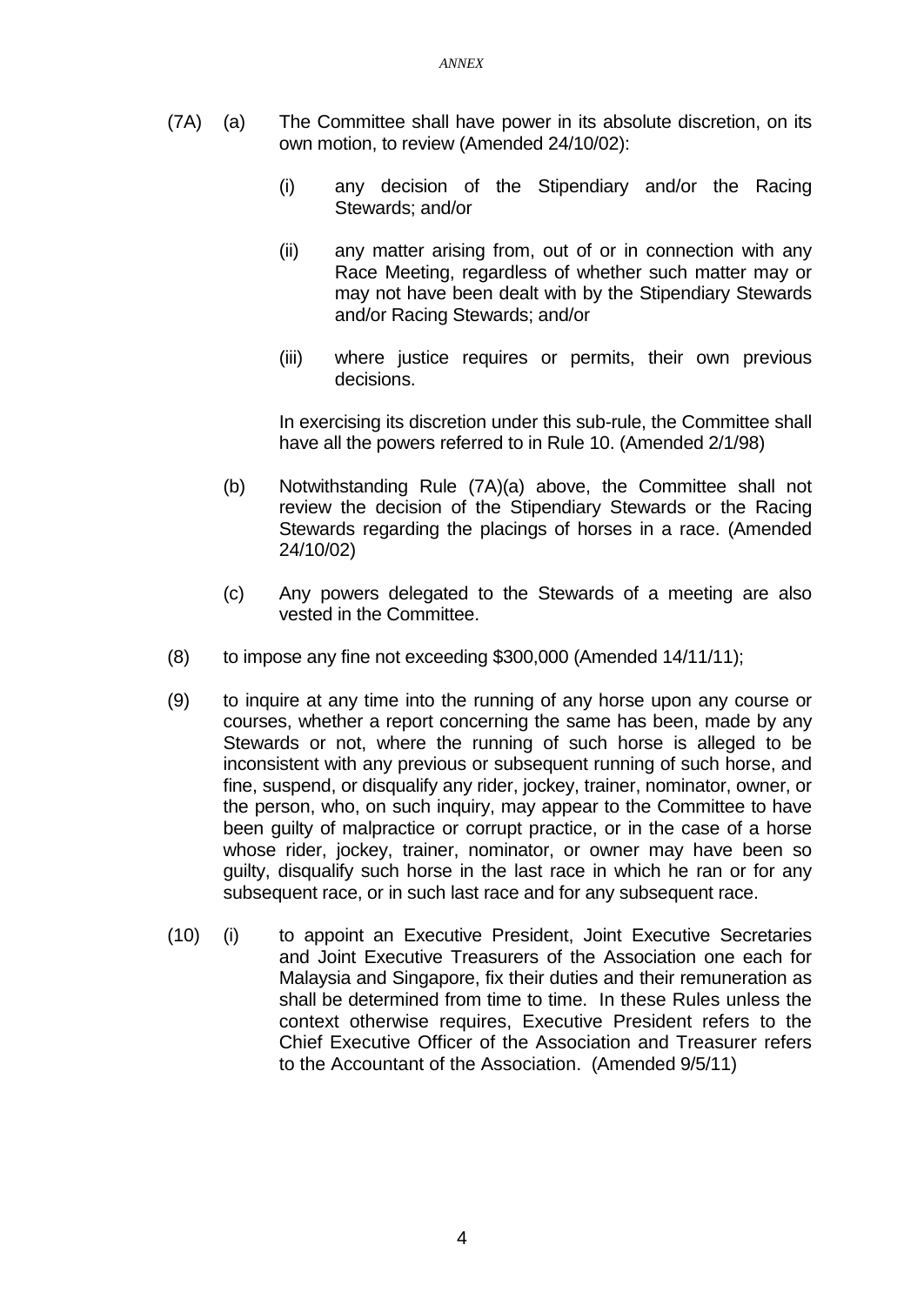(7A) (a) The Committee shall have power in its absolute discretion, on its own motion, to review (Amended 24/10/02):

(i) any decision of the Stipendiary and/or the Racing Stewards; and/or

(ii) any matter arising from, out of or in connection with any Race Meeting, regardless of whether such matter may or may not have been dealt with by the Stipendiary Stewards and/or Racing Stewards; and/or

(iii) where justice requires or permits, their own previous decisions.

In exercising its discretion under this sub-rule, the Committee shall have all the powers referred to in Rule 10. (Amended 2/1/98)

(b) Notwithstanding Rule (7A)(a) above, the Committee shall not review the decision of the Stipendiary Stewards or the Racing Stewards regarding the placings of horses in a race. (Amended 24/10/02)

(c) Any powers delegated to the Stewards of a meeting are also vested in the Committee.

(8) to impose any fine not exceeding $300,000 (Amended 14/11/11);

(9) to inquire at any time into the running of any horse upon any course or courses, whether a report concerning the same has been, made by any Stewards or not, where the running of such horse is alleged to be inconsistent with any previous or subsequent running of such horse, and fine, suspend, or disqualify any rider, jockey, trainer, nominator, owner, or the person, who, on such inquiry, may appear to the Committee to have been guilty of malpractice or corrupt practice, or in the case of a horse whose rider, jockey, trainer, nominator, or owner may have been so guilty, disqualify such horse in the last race in which he ran or for any subsequent race, or in such last race and for any subsequent race.

(10) (i) to appoint an Executive President, Joint Executive Secretaries and Joint Executive Treasurers of the Association one each for Malaysia and Singapore, fix their duties and their remuneration as shall be determined from time to time. In these Rules unless the context otherwise requires, Executive President refers to the Chief Executive Officer of the Association and Treasurer refers to the Accountant of the Association. (Amended 9/5/11)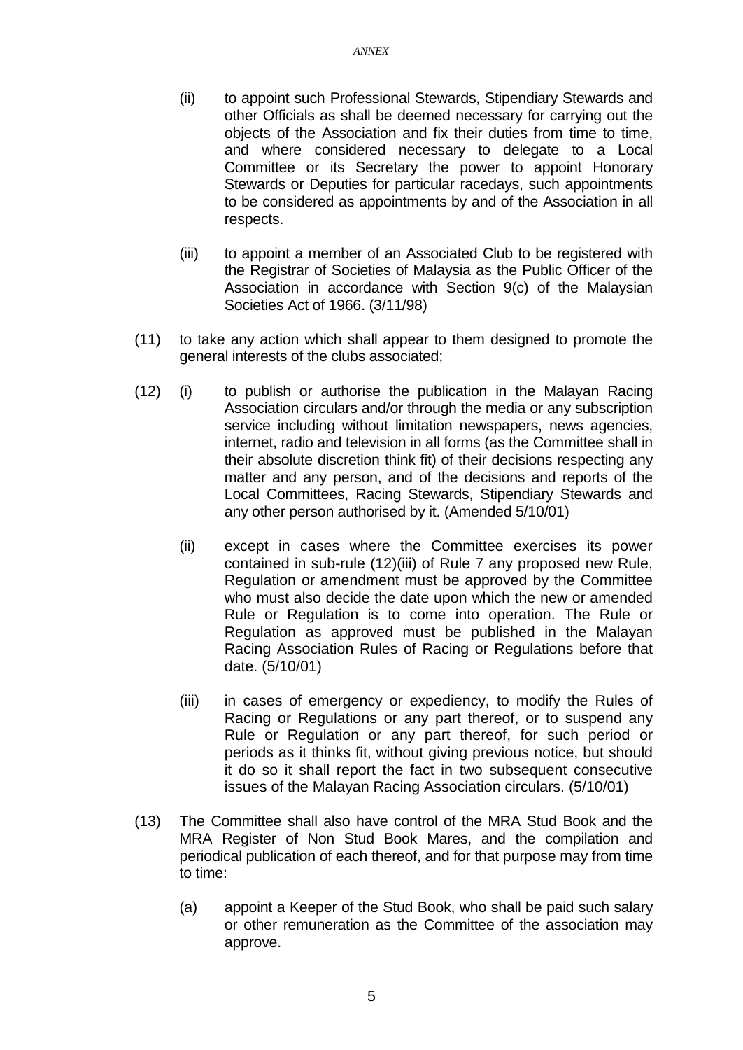(ii) to appoint such Professional Stewards, Stipendiary Stewards and other Officials as shall be deemed necessary for carrying out the objects of the Association and fix their duties from time to time, and where considered necessary to delegate to a Local Committee or its Secretary the power to appoint Honorary Stewards or Deputies for particular racedays, such appointments to be considered as appointments by and of the Association in all respects.

(iii) to appoint a member of an Associated Club to be registered with the Registrar of Societies of Malaysia as the Public Officer of the Association in accordance with Section 9(c) of the Malaysian Societies Act of 1966. (3/11/98)

(11) to take any action which shall appear to them designed to promote the general interests of the clubs associated;

(12) (i) to publish or authorise the publication in the Malayan Racing Association circulars and/or through the media or any subscription service including without limitation newspapers, news agencies, internet, radio and television in all forms (as the Committee shall in their absolute discretion think fit) of their decisions respecting any matter and any person, and of the decisions and reports of the Local Committees, Racing Stewards, Stipendiary Stewards and any other person authorised by it. (Amended 5/10/01)

(ii) except in cases where the Committee exercises its power contained in sub-rule (12)(iii) of Rule 7 any proposed new Rule, Regulation or amendment must be approved by the Committee who must also decide the date upon which the new or amended Rule or Regulation is to come into operation. The Rule or Regulation as approved must be published in the Malayan Racing Association Rules of Racing or Regulations before that date. (5/10/01)

(iii) in cases of emergency or expediency, to modify the Rules of Racing or Regulations or any part thereof, or to suspend any Rule or Regulation or any part thereof, for such period or periods as it thinks fit, without giving previous notice, but should it do so it shall report the fact in two subsequent consecutive issues of the Malayan Racing Association circulars. (5/10/01)

(13) The Committee shall also have control of the MRA Stud Book and the MRA Register of Non Stud Book Mares, and the compilation and periodical publication of each thereof, and for that purpose may from time to time:

(a) appoint a Keeper of the Stud Book, who shall be paid such salary or other remuneration as the Committee of the association may approve.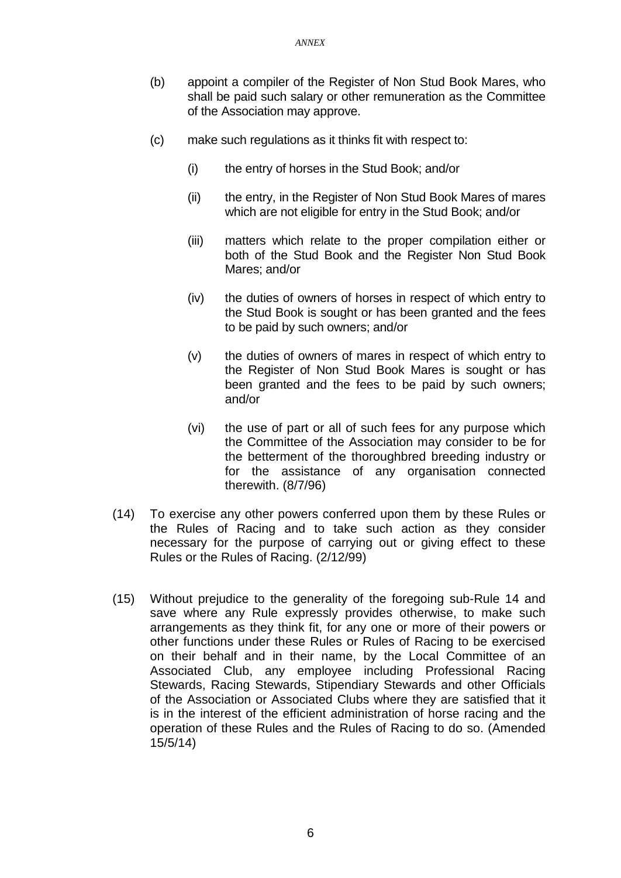(b) appoint a compiler of the Register of Non Stud Book Mares, who shall be paid such salary or other remuneration as the Committee of the Association may approve.

(c) make such regulations as it thinks fit with respect to:

  (i) the entry of horses in the Stud Book; and/or

  (ii) the entry, in the Register of Non Stud Book Mares of mares which are not eligible for entry in the Stud Book; and/or

  (iii) matters which relate to the proper compilation either or both of the Stud Book and the Register Non Stud Book Mares; and/or

  (iv) the duties of owners of horses in respect of which entry to the Stud Book is sought or has been granted and the fees to be paid by such owners; and/or

  (v) the duties of owners of mares in respect of which entry to the Register of Non Stud Book Mares is sought or has been granted and the fees to be paid by such owners; and/or

  (vi) the use of part or all of such fees for any purpose which the Committee of the Association may consider to be for the betterment of the thoroughbred breeding industry or for the assistance of any organisation connected therewith. (8/7/96)

(14) To exercise any other powers conferred upon them by these Rules or the Rules of Racing and to take such action as they consider necessary for the purpose of carrying out or giving effect to these Rules or the Rules of Racing. (2/12/99)

(15) Without prejudice to the generality of the foregoing sub-Rule 14 and save where any Rule expressly provides otherwise, to make such arrangements as they think fit, for any one or more of their powers or other functions under these Rules or Rules of Racing to be exercised on their behalf and in their name, by the Local Committee of an Associated Club, any employee including Professional Racing Stewards, Racing Stewards, Stipendiary Stewards and other Officials of the Association or Associated Clubs where they are satisfied that it is in the interest of the efficient administration of horse racing and the operation of these Rules and the Rules of Racing to do so. (Amended 15/5/14)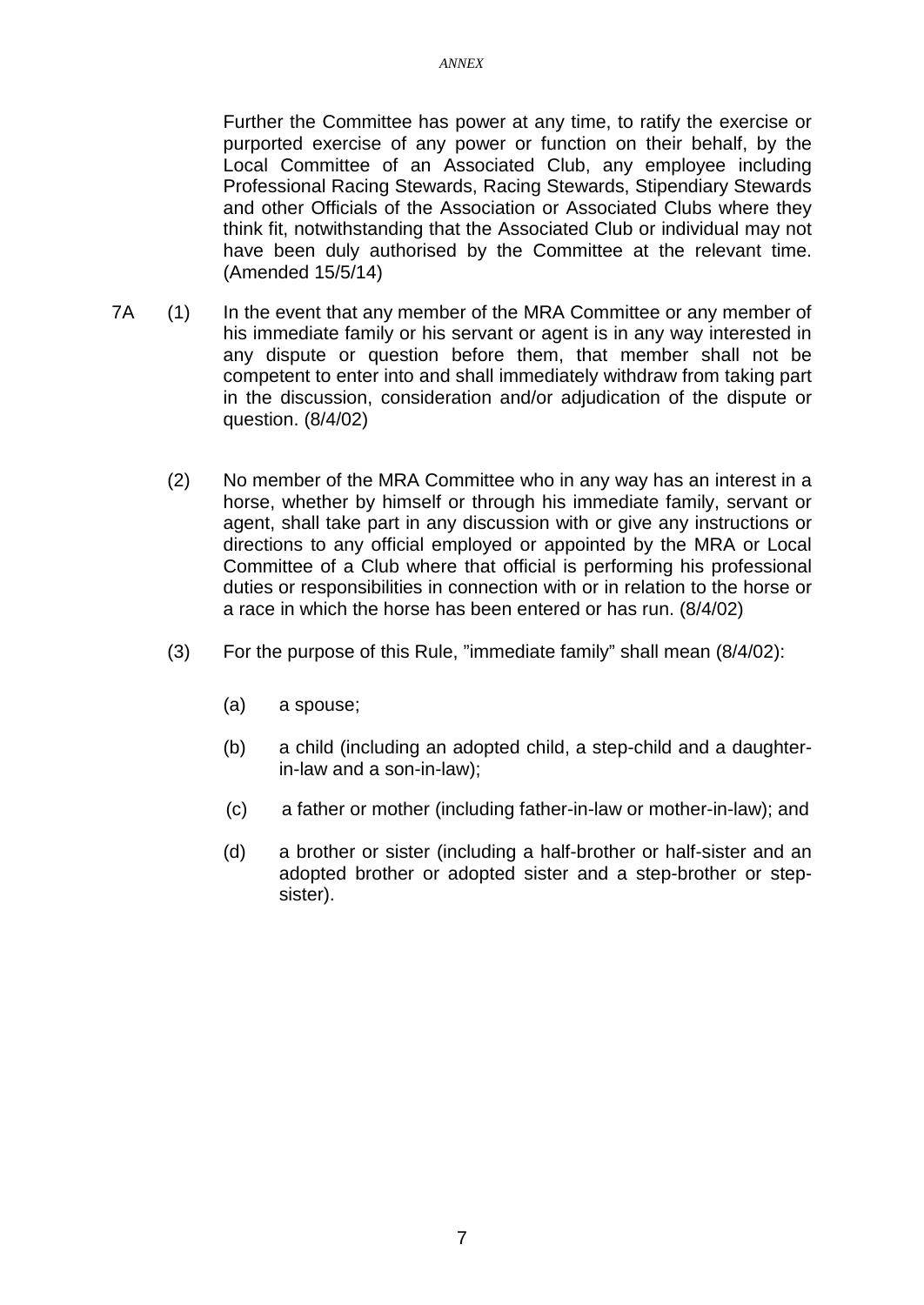Further the Committee has power at any time, to ratify the exercise or purported exercise of any power or function on their behalf, by the Local Committee of an Associated Club, any employee including Professional Racing Stewards, Racing Stewards, Stipendiary Stewards and other Officials of the Association or Associated Clubs where they think fit, notwithstanding that the Associated Club or individual may not have been duly authorised by the Committee at the relevant time. (Amended 15/5/14)

7A (1) In the event that any member of the MRA Committee or any member of his immediate family or his servant or agent is in any way interested in any dispute or question before them, that member shall not be competent to enter into and shall immediately withdraw from taking part in the discussion, consideration and/or adjudication of the dispute or question. (8/4/02)

(2) No member of the MRA Committee who in any way has an interest in a horse, whether by himself or through his immediate family, servant or agent, shall take part in any discussion with or give any instructions or directions to any official employed or appointed by the MRA or Local Committee of a Club where that official is performing his professional duties or responsibilities in connection with or in relation to the horse or a race in which the horse has been entered or has run. (8/4/02)

(3) For the purpose of this Rule, "immediate family" shall mean (8/4/02):

(a) a spouse;

(b) a child (including an adopted child, a step-child and a daughter-in-law and a son-in-law);

(c) a father or mother (including father-in-law or mother-in-law); and

(d) a brother or sister (including a half-brother or half-sister and an adopted brother or adopted sister and a step-brother or step-sister).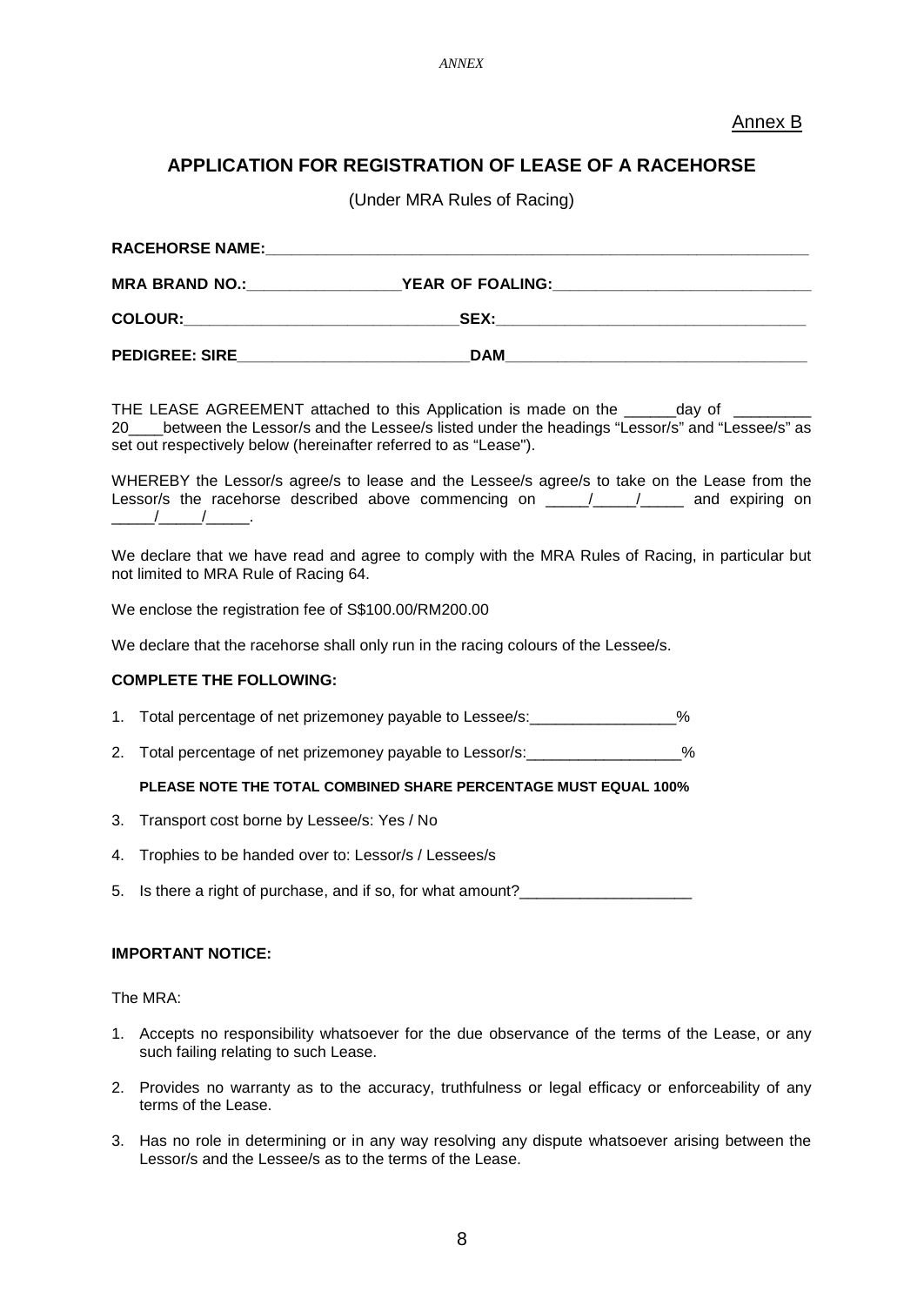Annex B

## APPLICATION FOR REGISTRATION OF LEASE OF A RACEHORSE

(Under MRA Rules of Racing)

**RACEHORSE NAME:**_______________________________________________

**MRA BRAND NO.:**_________________ **YEAR OF FOALING:**_____________________________

**COLOUR:**_______________________________ **SEX:**___________________________________

**PEDIGREE: SIRE**___________________________ **DAM**___________________________________

THE LEASE AGREEMENT attached to this Application is made on the ______day of _________ 20____between the Lessor/s and the Lessee/s listed under the headings "Lessor/s" and "Lessee/s" as set out respectively below (hereinafter referred to as "Lease").

WHEREBY the Lessor/s agree/s to lease and the Lessee/s agree/s to take on the Lease from the Lessor/s the racehorse described above commencing on _____/_____/_____ and expiring on _____/_____/_____.

We declare that we have read and agree to comply with the MRA Rules of Racing, in particular but not limited to MRA Rule of Racing 64.

We enclose the registration fee of S$100.00/RM200.00

We declare that the racehorse shall only run in the racing colours of the Lessee/s.

**COMPLETE THE FOLLOWING:**

1. Total percentage of net prizemoney payable to Lessee/s:_________________%
2. Total percentage of net prizemoney payable to Lessor/s:__________________%

   **PLEASE NOTE THE TOTAL COMBINED SHARE PERCENTAGE MUST EQUAL 100%**

3. Transport cost borne by Lessee/s: Yes / No
4. Trophies to be handed over to: Lessor/s / Lessees/s
5. Is there a right of purchase, and if so, for what amount?____________________

**IMPORTANT NOTICE:**

The MRA:

1. Accepts no responsibility whatsoever for the due observance of the terms of the Lease, or any such failing relating to such Lease.
2. Provides no warranty as to the accuracy, truthfulness or legal efficacy or enforceability of any terms of the Lease.
3. Has no role in determining or in any way resolving any dispute whatsoever arising between the Lessor/s and the Lessee/s as to the terms of the Lease.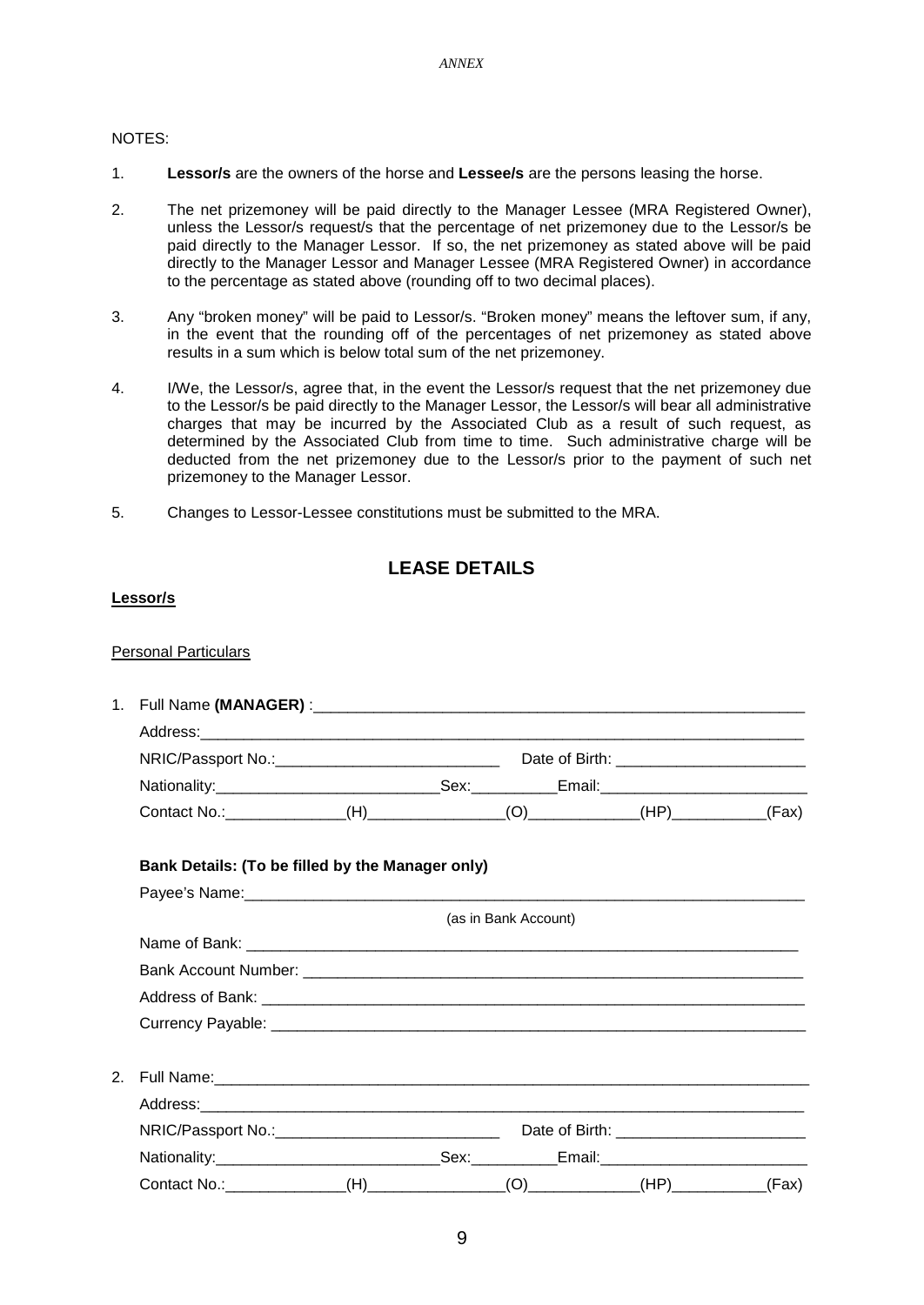*ANNEX*

NOTES:

1. **Lessor/s** are the owners of the horse and **Lessee/s** are the persons leasing the horse.

2. The net prizemoney will be paid directly to the Manager Lessee (MRA Registered Owner), unless the Lessor/s request/s that the percentage of net prizemoney due to the Lessor/s be paid directly to the Manager Lessor. If so, the net prizemoney as stated above will be paid directly to the Manager Lessor and Manager Lessee (MRA Registered Owner) in accordance to the percentage as stated above (rounding off to two decimal places).

3. Any "broken money" will be paid to Lessor/s. "Broken money" means the leftover sum, if any, in the event that the rounding off of the percentages of net prizemoney as stated above results in a sum which is below total sum of the net prizemoney.

4. I/We, the Lessor/s, agree that, in the event the Lessor/s request that the net prizemoney due to the Lessor/s be paid directly to the Manager Lessor, the Lessor/s will bear all administrative charges that may be incurred by the Associated Club as a result of such request, as determined by the Associated Club from time to time. Such administrative charge will be deducted from the net prizemoney due to the Lessor/s prior to the payment of such net prizemoney to the Manager Lessor.

5. Changes to Lessor-Lessee constitutions must be submitted to the MRA.

## LEASE DETAILS

**Lessor/s**

Personal Particulars

1. Full Name **(MANAGER)** :______________________________________________

   Address:______________________________________________________________

   NRIC/Passport No.:__________________________ Date of Birth: ______________________

   Nationality:__________________________Sex:__________Email:________________________

   Contact No.:______________(H)________________(O)_____________(HP)___________(Fax)

   **Bank Details: (To be filled by the Manager only)**

   Payee's Name:__________________________________________________________
   (as in Bank Account)

   Name of Bank: _________________________________________________________

   Bank Account Number: ___________________________________________________

   Address of Bank: _______________________________________________________

   Currency Payable: ______________________________________________________

2. Full Name:_____________________________________________________________

   Address:______________________________________________________________

   NRIC/Passport No.:__________________________ Date of Birth: ______________________

   Nationality:__________________________Sex:__________Email:________________________

   Contact No.:______________(H)________________(O)_____________(HP)___________(Fax)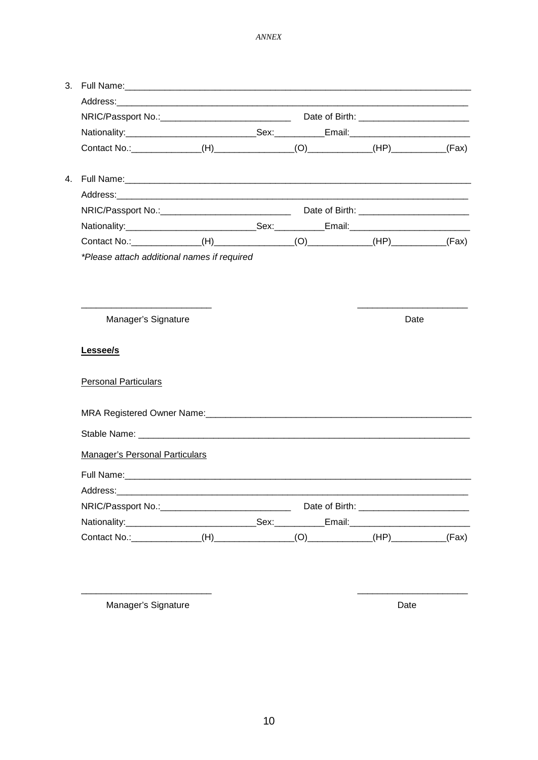ANNEX

3. Full Name:______________________________________________________________________
   Address:_______________________________________________________________________
   NRIC/Passport No.:__________________________ Date of Birth: ______________________
   Nationality:_________________________Sex:__________Email:________________________
   Contact No.:_____________(H)_______________(O)____________(HP)__________(Fax)

4. Full Name:______________________________________________________________________
   Address:_______________________________________________________________________
   NRIC/Passport No.:__________________________ Date of Birth: ______________________
   Nationality:_________________________Sex:__________Email:________________________
   Contact No.:_____________(H)_______________(O)____________(HP)__________(Fax)

   *Please attach additional names if required*

_________________________ _____________________

Manager's Signature Date

**Lessee/s**

Personal Particulars

MRA Registered Owner Name:_____________________________________________________

Stable Name: _____________________________________________________________________

Manager's Personal Particulars

Full Name:______________________________________________________________________
Address:_______________________________________________________________________
NRIC/Passport No.:__________________________ Date of Birth: ______________________
Nationality:_________________________Sex:__________Email:________________________
Contact No.:_____________(H)_______________(O)____________(HP)__________(Fax)

_________________________ _____________________

Manager's Signature Date